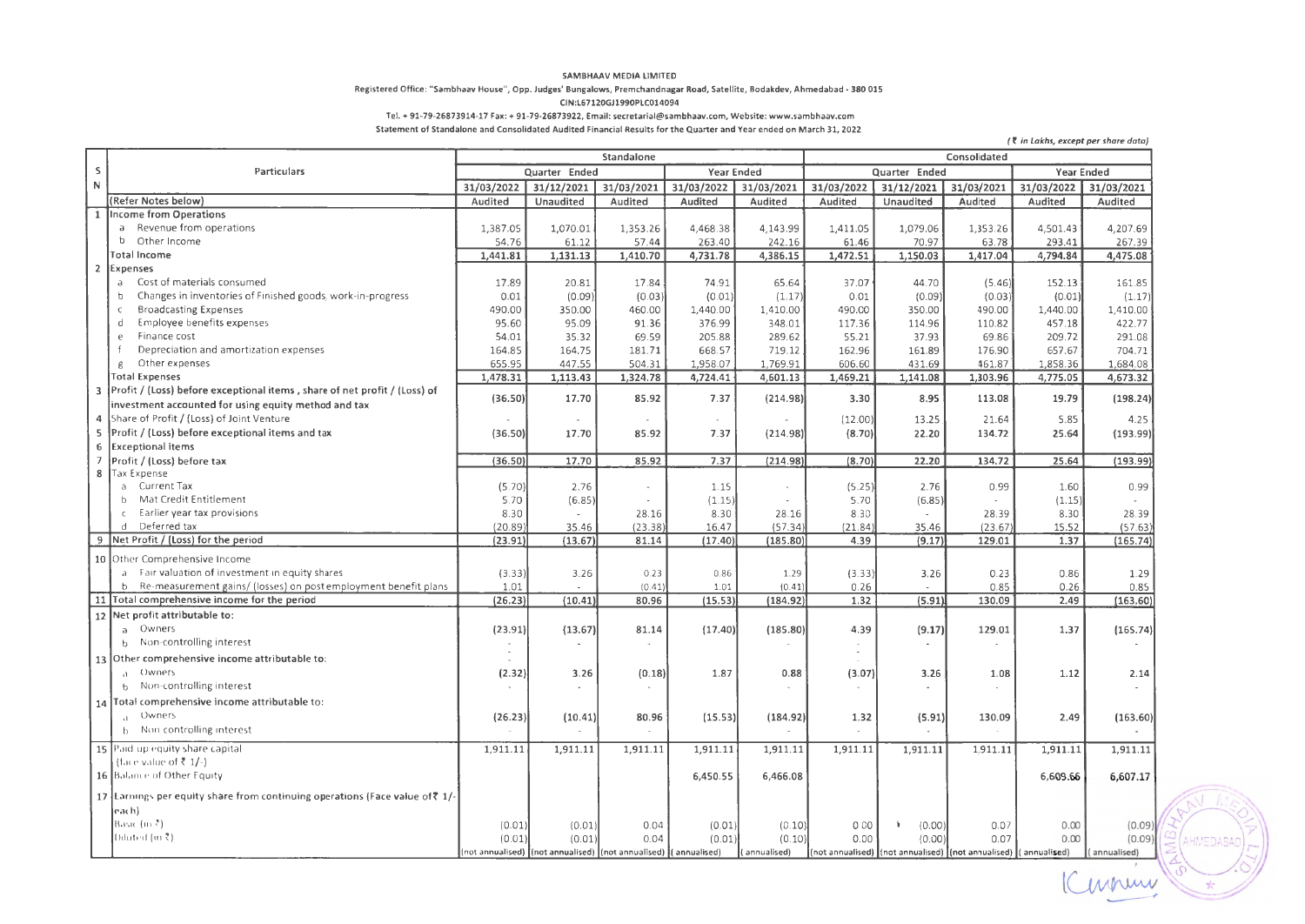**SAMBHAAV MEDIA LIMITED**

Registered Office: "Sambhaav House", Opp. Judges' Bungalows, Premchandnagar Road, Satellite, Bodakdev, Ahmedabad - 380 015

CIN:L67120GJ1990PLC014094

Tel. + 91-79-26873914-17 Fax: + 91-79-26873922, Email: secretarial@sambhaav.com, Website: www.sambhaav.com

**Statement of Standalone and Consolidated Audited Financial Results for the Quarter and Year ended on March 31, 2022**

*(₹ in Lakhs, except per share data)*

| S N | Particulars | Standalone | | | | | Consolidated | | | | |
|---|---|---|---|---|---|---|---|---|---|---|---|
| | | Quarter Ended | | | Year Ended | | Quarter Ended | | | Year Ended | |
| | | 31/03/2022 | 31/12/2021 | 31/03/2021 | 31/03/2022 | 31/03/2021 | 31/03/2022 | 31/12/2021 | 31/03/2021 | 31/03/2022 | 31/03/2021 |
| | (Refer Notes below) | Audited | Unaudited | Audited | Audited | Audited | Audited | Unaudited | Audited | Audited | Audited |
| 1 | Income from Operations | | | | | | | | | | |
| | a Revenue from operations | 1,387.05 | 1,070.01 | 1,353.26 | 4,468.38 | 4,143.99 | 1,411.05 | 1,079.06 | 1,353.26 | 4,501.43 | 4,207.69 |
| | b Other Income | 54.76 | 61.12 | 57.44 | 263.40 | 242.16 | 61.46 | 70.97 | 63.78 | 293.41 | 267.39 |
| | Total Income | 1,441.81 | 1,131.13 | 1,410.70 | 4,731.78 | 4,386.15 | 1,472.51 | 1,150.03 | 1,417.04 | 4,794.84 | 4,475.08 |
| 2 | Expenses | | | | | | | | | | |
| | a Cost of materials consumed | 17.89 | 20.81 | 17.84 | 74.91 | 65.64 | 37.07 | 44.70 | (5.46) | 152.13 | 161.85 |
| | b Changes in inventories of Finished goods, work-in-progress | 0.01 | (0.09) | (0.03) | (0.01) | (1.17) | 0.01 | (0.09) | (0.03) | (0.01) | (1.17) |
| | c Broadcasting Expenses | 490.00 | 350.00 | 460.00 | 1,440.00 | 1,410.00 | 490.00 | 350.00 | 490.00 | 1,440.00 | 1,410.00 |
| | d Employee benefits expenses | 95.60 | 95.09 | 91.36 | 376.99 | 348.01 | 117.36 | 114.96 | 110.82 | 457.18 | 422.77 |
| | e Finance cost | 54.01 | 35.32 | 69.59 | 205.88 | 289.62 | 55.21 | 37.93 | 69.86 | 209.72 | 291.08 |
| | f Depreciation and amortization expenses | 164.85 | 164.75 | 181.71 | 668.57 | 719.12 | 162.96 | 161.89 | 176.90 | 657.67 | 704.71 |
| | g Other expenses | 655.95 | 447.55 | 504.31 | 1,958.07 | 1,769.91 | 606.60 | 431.69 | 461.87 | 1,858.36 | 1,684.08 |
| | Total Expenses | 1,478.31 | 1,113.43 | 1,324.78 | 4,724.41 | 4,601.13 | 1,469.21 | 1,141.08 | 1,303.96 | 4,775.05 | 4,673.32 |
| 3 | Profit / (Loss) before exceptional items , share of net profit / (Loss) of investment accounted for using equity method and tax | (36.50) | 17.70 | 85.92 | 7.37 | (214.98) | 3.30 | 8.95 | 113.08 | 19.79 | (198.24) |
| 4 | Share of Profit / (Loss) of Joint Venture | - | - | - | - | - | (12.00) | 13.25 | 21.64 | 5.85 | 4.25 |
| 5 | Profit / (Loss) before exceptional items and tax | (36.50) | 17.70 | 85.92 | 7.37 | (214.98) | (8.70) | 22.20 | 134.72 | 25.64 | (193.99) |
| 6 | Exceptional items | | | | | | | | | | |
| 7 | Profit / (Loss) before tax | (36.50) | 17.70 | 85.92 | 7.37 | (214.98) | (8.70) | 22.20 | 134.72 | 25.64 | (193.99) |
| 8 | Tax Expense | | | | | | | | | | |
| | a Current Tax | (5.70) | 2.76 | - | 1.15 | - | (5.25) | 2.76 | 0.99 | 1.60 | 0.99 |
| | b Mat Credit Entitlement | 5.70 | (6.85) | - | (1.15) | - | 5.70 | (6.85) | - | (1.15) | - |
| | c Earlier year tax provisions | 8.30 | - | 28.16 | 8.30 | 28.16 | 8.30 | - | 28.39 | 8.30 | 28.39 |
| | d Deferred tax | (20.89) | 35.46 | (23.38) | 16.47 | (57.34) | (21.84) | 35.46 | (23.67) | 15.52 | (57.63) |
| 9 | Net Profit / (Loss) for the period | (23.91) | (13.67) | 81.14 | (17.40) | (185.80) | 4.39 | (9.17) | 129.01 | 1.37 | (165.74) |
| 10 | Other Comprehensive Income | | | | | | | | | | |
| | a Fair valuation of investment in equity shares | (3.33) | 3.26 | 0.23 | 0.86 | 1.29 | (3.33) | 3.26 | 0.23 | 0.86 | 1.29 |
| | b Re-measurement gains/ (losses) on post employment benefit plans | 1.01 | - | (0.41) | 1.01 | (0.41) | 0.26 | - | 0.85 | 0.26 | 0.85 |
| 11 | Total comprehensive income for the period | (26.23) | (10.41) | 80.96 | (15.53) | (184.92) | 1.32 | (5.91) | 130.09 | 2.49 | (163.60) |
| 12 | Net profit attributable to: | | | | | | | | | | |
| | a Owners | (23.91) | (13.67) | 81.14 | (17.40) | (185.80) | 4.39 | (9.17) | 129.01 | 1.37 | (165.74) |
| | b Non-controlling interest | - | - | - | - | - | - | - | - | - | - |
| 13 | Other comprehensive income attributable to: | | | | | | | | | | |
| | a Owners | (2.32) | 3.26 | (0.18) | 1.87 | 0.88 | (3.07) | 3.26 | 1.08 | 1.12 | 2.14 |
| | b Non-controlling interest | - | - | - | - | - | - | - | - | - | - |
| 14 | Total comprehensive income attributable to: | | | | | | | | | | |
| | a Owners | (26.23) | (10.41) | 80.96 | (15.53) | (184.92) | 1.32 | (5.91) | 130.09 | 2.49 | (163.60) |
| | b Non controlling interest | - | - | - | - | - | - | - | - | - | - |
| 15 | Paid up equity share capital (face value of ₹ 1/-) | 1,911.11 | 1,911.11 | 1,911.11 | 1,911.11 | 1,911.11 | 1,911.11 | 1,911.11 | 1,911.11 | 1,911.11 | 1,911.11 |
| 16 | Balance of Other Equity | | | | 6,450.55 | 6,466.08 | | | | 6,609.66 | 6,607.17 |
| 17 | Earnings per equity share from continuing operations (Face value of ₹ 1/- each) | | | | | | | | | | |
| | Basic (in ₹) | (0.01) | (0.01) | 0.04 | (0.01) | (0.10) | 0.00 | (0.00) | 0.07 | 0.00 | (0.09) |
| | Diluted (in ₹) | (0.01) | (0.01) | 0.04 | (0.01) | (0.10) | 0.00 | (0.00) | 0.07 | 0.00 | (0.09) |
| | | (not annualised) | (not annualised) | (not annualised) | (annualised) | (annualised) | (not annualised) | (not annualised) | (not annualised) | (annualised) | (annualised) |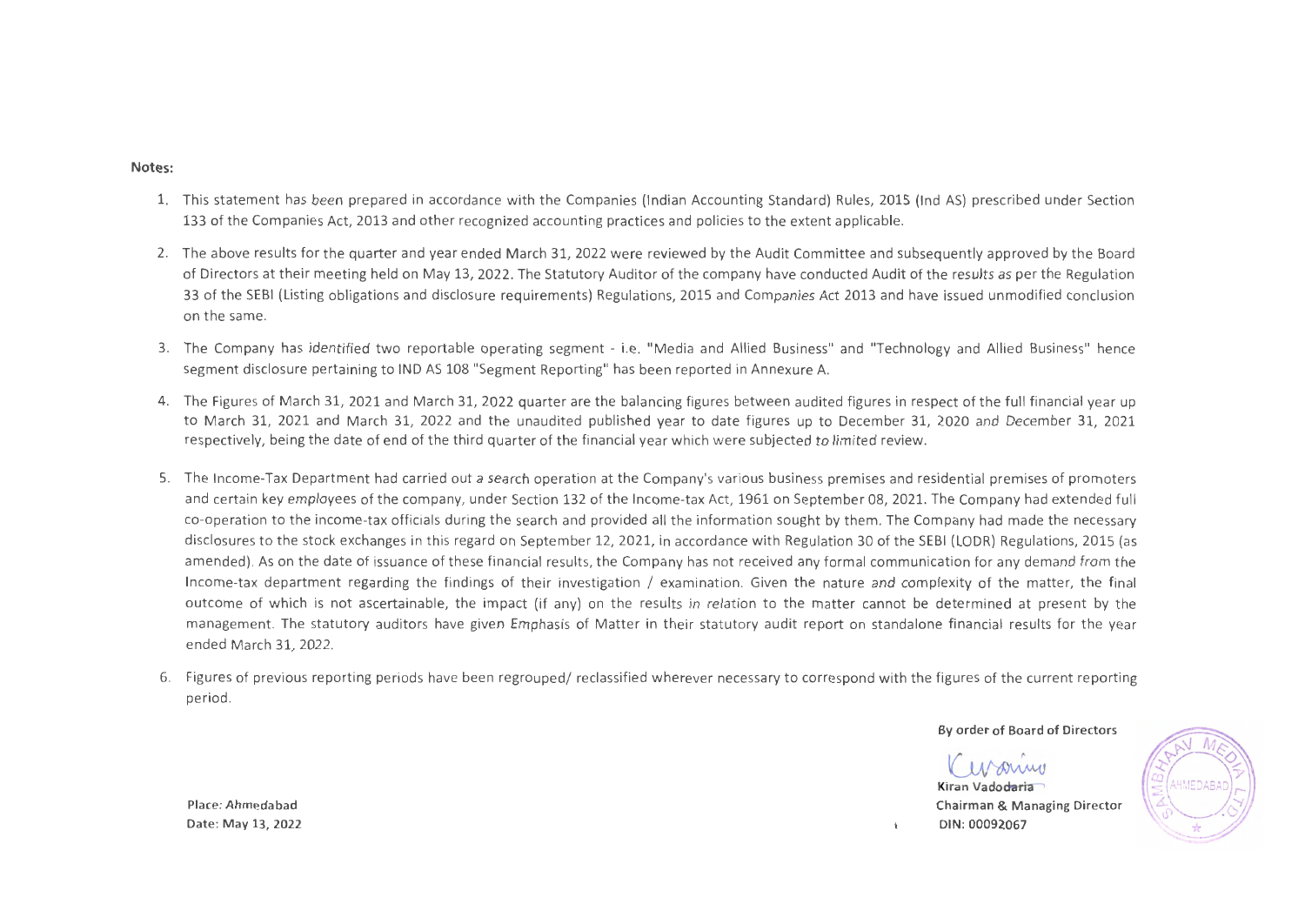**Notes:**

1. This statement has been prepared in accordance with the Companies (Indian Accounting Standard) Rules, 2015 (Ind AS) prescribed under Section 133 of the Companies Act, 2013 and other recognized accounting practices and policies to the extent applicable.

2. The above results for the quarter and year ended March 31, 2022 were reviewed by the Audit Committee and subsequently approved by the Board of Directors at their meeting held on May 13, 2022. The Statutory Auditor of the company have conducted Audit of the results as per the Regulation 33 of the SEBI (Listing obligations and disclosure requirements) Regulations, 2015 and Companies Act 2013 and have issued unmodified conclusion on the same.

3. The Company has identified two reportable operating segment - i.e. "Media and Allied Business" and "Technology and Allied Business" hence segment disclosure pertaining to IND AS 108 "Segment Reporting" has been reported in Annexure A.

4. The Figures of March 31, 2021 and March 31, 2022 quarter are the balancing figures between audited figures in respect of the full financial year up to March 31, 2021 and March 31, 2022 and the unaudited published year to date figures up to December 31, 2020 and December 31, 2021 respectively, being the date of end of the third quarter of the financial year which were subjected to limited review.

5. The Income-Tax Department had carried out a search operation at the Company's various business premises and residential premises of promoters and certain key employees of the company, under Section 132 of the Income-tax Act, 1961 on September 08, 2021. The Company had extended full co-operation to the income-tax officials during the search and provided all the information sought by them. The Company had made the necessary disclosures to the stock exchanges in this regard on September 12, 2021, in accordance with Regulation 30 of the SEBI (LODR) Regulations, 2015 (as amended). As on the date of issuance of these financial results, the Company has not received any formal communication for any demand from the Income-tax department regarding the findings of their investigation / examination. Given the nature and complexity of the matter, the final outcome of which is not ascertainable, the impact (if any) on the results in relation to the matter cannot be determined at present by the management. The statutory auditors have given Emphasis of Matter in their statutory audit report on standalone financial results for the year ended March 31, 2022.

6. Figures of previous reporting periods have been regrouped/ reclassified wherever necessary to correspond with the figures of the current reporting period.

**By order of Board of Directors**

**Kiran Vadodaria**
**Chairman & Managing Director**
**DIN: 00092067**

**Place: Ahmedabad**
**Date: May 13, 2022**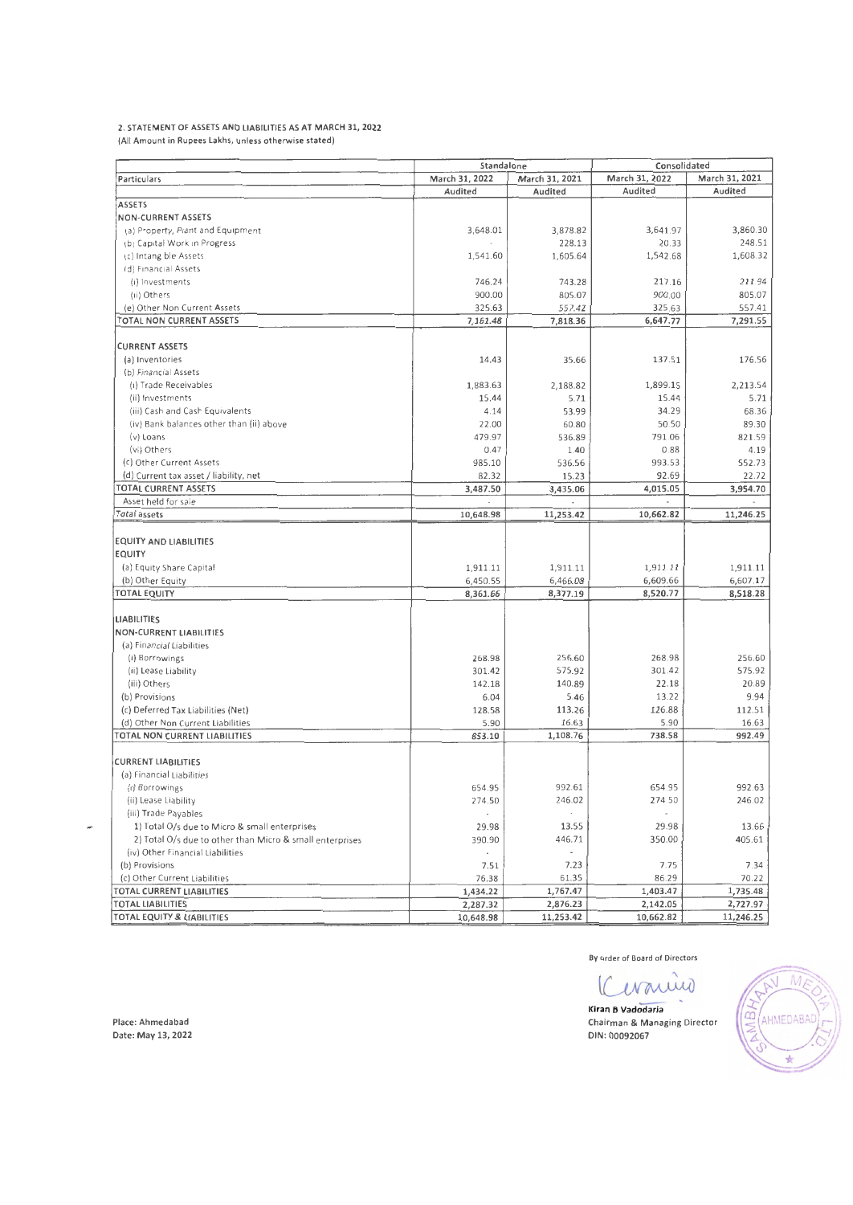## 2. STATEMENT OF ASSETS AND LIABILITIES AS AT MARCH 31, 2022

(All Amount in Rupees Lakhs, unless otherwise stated)

| Particulars | Standalone | | Consolidated | |
|---|---|---|---|---|
| | March 31, 2022 | March 31, 2021 | March 31, 2022 | March 31, 2021 |
| | Audited | Audited | Audited | Audited |
| **ASSETS** | | | | |
| **NON-CURRENT ASSETS** | | | | |
| (a) Property, Plant and Equipment | 3,648.01 | 3,878.82 | 3,641.97 | 3,860.30 |
| (b) Capital Work in Progress | - | 228.13 | 20.33 | 248.51 |
| (c) Intangible Assets | 1,541.60 | 1,605.64 | 1,542.68 | 1,608.32 |
| (d) Financial Assets | | | | |
| (i) Investments | 746.24 | 743.28 | 217.16 | 211.94 |
| (ii) Others | 900.00 | 805.07 | 900.00 | 805.07 |
| (e) Other Non Current Assets | 325.63 | 557.42 | 325.63 | 557.41 |
| **TOTAL NON CURRENT ASSETS** | 7,161.48 | 7,818.36 | 6,647.77 | 7,291.55 |
| **CURRENT ASSETS** | | | | |
| (a) Inventories | 14.43 | 35.66 | 137.51 | 176.56 |
| (b) Financial Assets | | | | |
| (i) Trade Receivables | 1,883.63 | 2,188.82 | 1,899.15 | 2,213.54 |
| (ii) Investments | 15.44 | 5.71 | 15.44 | 5.71 |
| (iii) Cash and Cash Equivalents | 4.14 | 53.99 | 34.29 | 68.36 |
| (iv) Bank balances other than (iii) above | 22.00 | 60.80 | 50.50 | 89.30 |
| (v) Loans | 479.97 | 536.89 | 791.06 | 821.59 |
| (vi) Others | 0.47 | 1.40 | 0.88 | 4.19 |
| (c) Other Current Assets | 985.10 | 536.56 | 993.53 | 552.73 |
| (d) Current tax asset / liability, net | 82.32 | 15.23 | 92.69 | 22.72 |
| **TOTAL CURRENT ASSETS** | 3,487.50 | 3,435.06 | 4,015.05 | 3,954.70 |
| Asset held for sale | - | - | - | - |
| Total assets | 10,648.98 | 11,253.42 | 10,662.82 | 11,246.25 |
| **EQUITY AND LIABILITIES** | | | | |
| **EQUITY** | | | | |
| (a) Equity Share Capital | 1,911.11 | 1,911.11 | 1,911.11 | 1,911.11 |
| (b) Other Equity | 6,450.55 | 6,466.08 | 6,609.66 | 6,607.17 |
| **TOTAL EQUITY** | 8,361.66 | 8,377.19 | 8,520.77 | 8,518.28 |
| **LIABILITIES** | | | | |
| **NON-CURRENT LIABILITIES** | | | | |
| (a) Financial Liabilities | | | | |
| (i) Borrowings | 268.98 | 256.60 | 268.98 | 256.60 |
| (ii) Lease Liability | 301.42 | 575.92 | 301.42 | 575.92 |
| (iii) Others | 142.18 | 140.89 | 22.18 | 20.89 |
| (b) Provisions | 6.04 | 5.46 | 13.22 | 9.94 |
| (c) Deferred Tax Liabilities (Net) | 128.58 | 113.26 | 126.88 | 112.51 |
| (d) Other Non Current Liabilities | 5.90 | 16.63 | 5.90 | 16.63 |
| **TOTAL NON CURRENT LIABILITIES** | 853.10 | 1,108.76 | 738.58 | 992.49 |
| **CURRENT LIABILITIES** | | | | |
| (a) Financial Liabilities | | | | |
| (i) Borrowings | 654.95 | 992.61 | 654.95 | 992.63 |
| (ii) Lease Liability | 274.50 | 246.02 | 274.50 | 246.02 |
| (iii) Trade Payables | - | - | - | |
| 1) Total O/s due to Micro & small enterprises | 29.98 | 13.55 | 29.98 | 13.66 |
| 2) Total O/s due to other than Micro & small enterprises | 390.90 | 446.71 | 350.00 | 405.61 |
| (iv) Other Financial Liabilities | - | - | | |
| (b) Provisions | 7.51 | 7.23 | 7.75 | 7.34 |
| (c) Other Current Liabilities | 76.38 | 61.35 | 86.29 | 70.22 |
| **TOTAL CURRENT LIABILITIES** | 1,434.22 | 1,767.47 | 1,403.47 | 1,735.48 |
| **TOTAL LIABILITIES** | 2,287.32 | 2,876.23 | 2,142.05 | 2,727.97 |
| **TOTAL EQUITY & LIABILITIES** | 10,648.98 | 11,253.42 | 10,662.82 | 11,246.25 |

By order of Board of Directors

**Kiran B Vadodaria**
Chairman & Managing Director
DIN: 00092067

Place: Ahmedabad
Date: May 13, 2022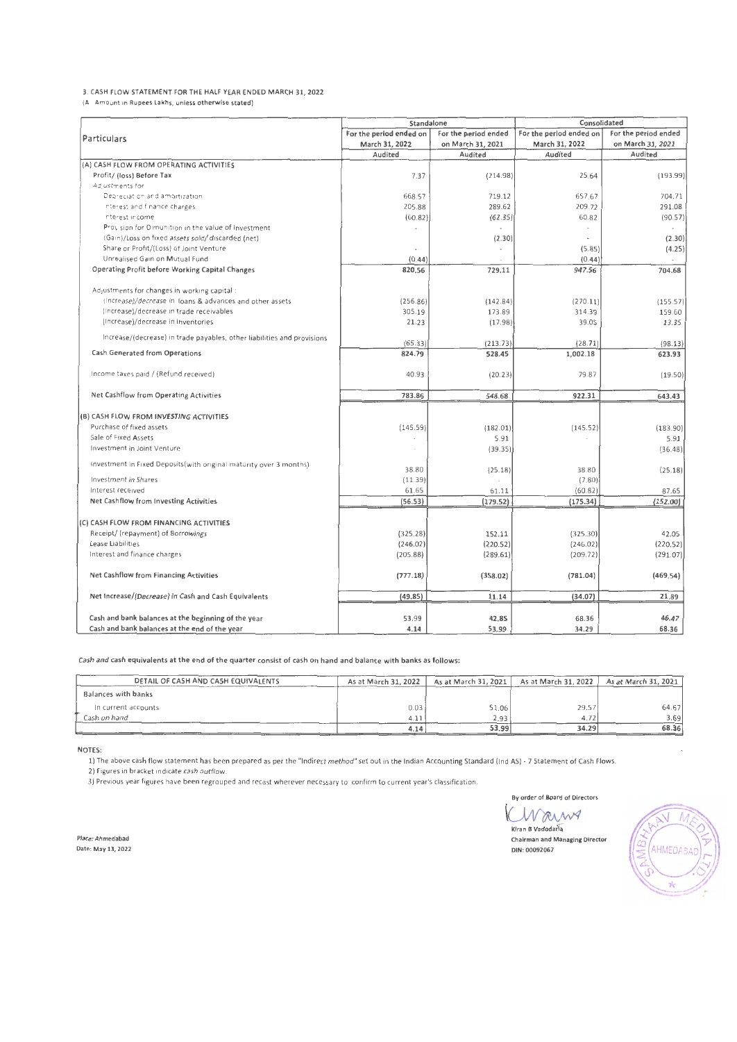3. CASH FLOW STATEMENT FOR THE HALF YEAR ENDED MARCH 31, 2022

(A Amount in Rupees Lakhs, unless otherwise stated)

| Particulars | Standalone | | Consolidated | |
|---|---|---|---|---|
| | For the period ended on March 31, 2022 | For the period ended on March 31, 2021 | For the period ended on March 31, 2022 | For the period ended on March 31, 2021 |
| | Audited | Audited | Audited | Audited |
| **(A) CASH FLOW FROM OPERATING ACTIVITIES** | | | | |
| **Profit/ (loss) Before Tax** | 7.37 | (214.98) | 25.64 | (193.99) |
| Adjustments for | | | | |
| Depreciation and amortization | 668.57 | 719.12 | 657.67 | 704.71 |
| Interest and finance charges | 205.88 | 289.62 | 209.72 | 291.08 |
| Interest income | (60.82) | (62.35) | 60.82 | (90.57) |
| Provision for Dimunition in the value of Investment | - | - | - | - |
| (Gain)/Loss on fixed assets sold/ discarded (net) | | (2.30) | - | (2.30) |
| Share or Profit/(Loss) of Joint Venture | - | - | (5.85) | (4.25) |
| Unrealised Gain on Mutual Fund | (0.44) | - | (0.44) | - |
| **Operating Profit before Working Capital Changes** | **820.56** | **729.11** | 947.56 | **704.68** |
| Adjustments for changes in working capital : | | | | |
| (Increase)/decrease in loans & advances and other assets | (256.86) | (142.84) | (270.11) | (155.57) |
| (Increase)/decrease in trade receivables | 305.19 | 173.89 | 314.39 | 159.60 |
| (Increase)/decrease in inventories | 21.23 | (17.98) | 39.05 | 13.35 |
| Increase/(decrease) in trade payables, other liabilities and provisions | (65.33) | (213.73) | (28.71) | (98.13) |
| **Cash Generated from Operations** | **824.79** | **528.45** | **1,002.18** | **623.93** |
| Income taxes paid / (Refund received) | 40.93 | (20.23) | 79.87 | (19.50) |
| **Net Cashflow from Operating Activities** | **783.86** | **548.68** | **922.31** | **643.43** |
| **(B) CASH FLOW FROM INVESTING ACTIVITIES** | | | | |
| Purchase of fixed assets | (145.59) | (182.01) | (145.52) | (183.90) |
| Sale of Fixed Assets | - | 5.91 | - | 5.91 |
| Investment in Joint Venture | - | (39.35) | | (36.48) |
| Investment in Fixed Deposits(with original maturity over 3 months) | 38.80 | (25.18) | 38.80 | (25.18) |
| Investment in Shares | (11.39) | - | (7.80) | |
| Interest received | 61.65 | 61.11 | (60.82) | 87.65 |
| **Net Cashflow from Investing Activities** | **(56.53)** | **(179.52)** | **(175.34)** | **(152.00)** |
| **(C) CASH FLOW FROM FINANCING ACTIVITIES** | | | | |
| Receipt/ (repayment) of Borrowings | (325.28) | 152.11 | (325.30) | 42.05 |
| Lease Liabilities | (246.02) | (220.52) | (246.02) | (220.52) |
| Interest and finance charges | (205.88) | (289.61) | (209.72) | (291.07) |
| **Net Cashflow from Financing Activities** | **(777.18)** | **(358.02)** | **(781.04)** | **(469.54)** |
| **Net Increase/(Decrease) in Cash and Cash Equivalents** | **(49.85)** | **11.14** | **(34.07)** | **21.89** |
| **Cash and bank balances at the beginning of the year** | 53.99 | 42.85 | 68.36 | 46.47 |
| **Cash and bank balances at the end of the year** | 4.14 | 53.99 | 34.29 | 68.36 |

Cash and cash equivalents at the end of the quarter consist of cash on hand and balance with banks as follows:

| DETAIL OF CASH AND CASH EQUIVALENTS | As at March 31, 2022 | As at March 31, 2021 | As at March 31, 2022 | As at March 31, 2021 |
|---|---|---|---|---|
| Balances with banks | | | | |
| In current accounts | 0.03 | 51.06 | 29.57 | 64.67 |
| Cash on hand | 4.11 | 2.93 | 4.72 | 3.69 |
| | **4.14** | **53.99** | **34.29** | **68.36** |

NOTES:

1) The above cash flow statement has been prepared as per the "Indirect method" set out in the Indian Accounting Standard (Ind AS) - 7 Statement of Cash Flows.

2) Figures in bracket indicate cash outflow.

3) Previous year figures have been regrouped and recast wherever necessary to confirm to current year's classification.

By order of Board of Directors

Kiran B Vadodaria
Chairman and Managing Director
DIN: 00092067

Place: Ahmedabad
Date: May 13, 2022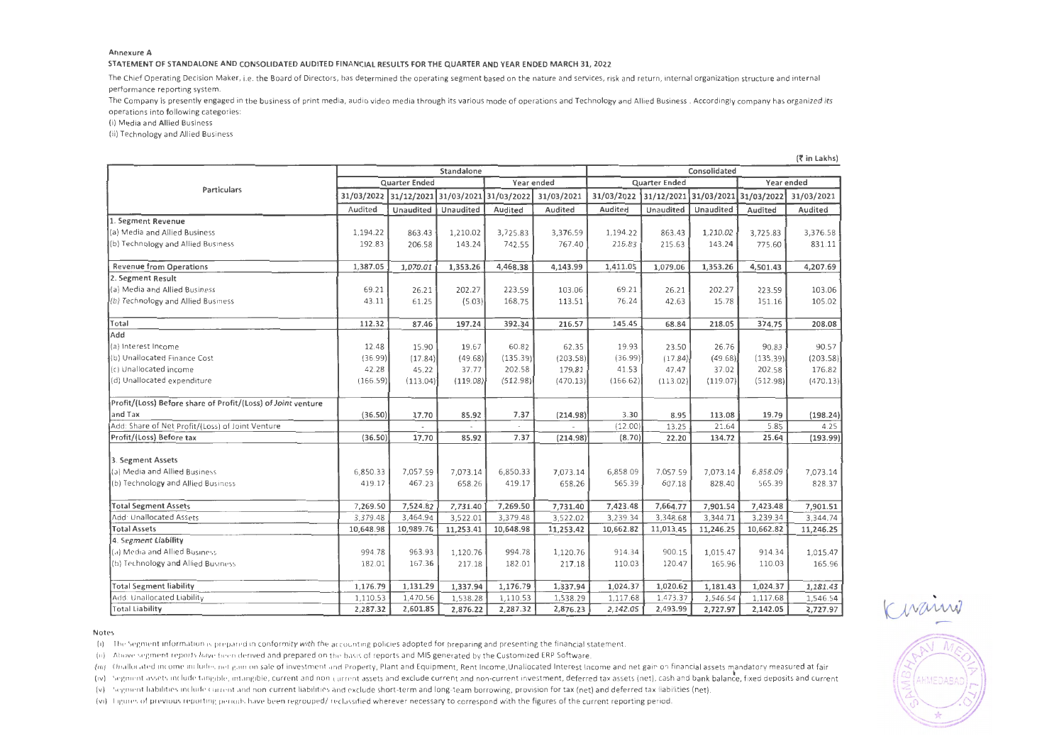**Annexure A**

**STATEMENT OF STANDALONE AND CONSOLIDATED AUDITED FINANCIAL RESULTS FOR THE QUARTER AND YEAR ENDED MARCH 31, 2022**

The Chief Operating Decision Maker, i.e. the Board of Directors, has determined the operating segment based on the nature and services, risk and return, internal organization structure and internal performance reporting system.

The Company is presently engaged in the business of print media, audio video media through its various mode of operations and Technology and Allied Business . Accordingly company has organized its operations into following categories:

(i) Media and Allied Business

(ii) Technology and Allied Business

(₹ in Lakhs)

| Particulars | Standalone | | | | | Consolidated | | | | |
|---|---|---|---|---|---|---|---|---|---|---|
| | Quarter Ended | | | Year ended | | Quarter Ended | | | Year ended | |
| | 31/03/2022 | 31/12/2021 | 31/03/2021 | 31/03/2022 | 31/03/2021 | 31/03/2022 | 31/12/2021 | 31/03/2021 | 31/03/2022 | 31/03/2021 |
| | Audited | Unaudited | Unaudited | Audited | Audited | Audited | Unaudited | Unaudited | Audited | Audited |
| **1. Segment Revenue** | | | | | | | | | | |
| (a) Media and Allied Business | 1,194.22 | 863.43 | 1,210.02 | 3,725.83 | 3,376.59 | 1,194.22 | 863.43 | 1,210.02 | 3,725.83 | 3,376.58 |
| (b) Technology and Allied Business | 192.83 | 206.58 | 143.24 | 742.55 | 767.40 | 216.83 | 215.63 | 143.24 | 775.60 | 831.11 |
| **Revenue from Operations** | 1,387.05 | 1,070.01 | 1,353.26 | 4,468.38 | 4,143.99 | 1,411.05 | 1,079.06 | 1,353.26 | 4,501.43 | 4,207.69 |
| **2. Segment Result** | | | | | | | | | | |
| (a) Media and Allied Business | 69.21 | 26.21 | 202.27 | 223.59 | 103.06 | 69.21 | 26.21 | 202.27 | 223.59 | 103.06 |
| (b) Technology and Allied Business | 43.11 | 61.25 | (5.03) | 168.75 | 113.51 | 76.24 | 42.63 | 15.78 | 151.16 | 105.02 |
| **Total** | 112.32 | 87.46 | 197.24 | 392.34 | 216.57 | 145.45 | 68.84 | 218.05 | 374.75 | 208.08 |
| **Add** | | | | | | | | | | |
| (a) Interest Income | 12.48 | 15.90 | 19.67 | 60.82 | 62.35 | 19.93 | 23.50 | 26.76 | 90.83 | 90.57 |
| (b) Unallocated Finance Cost | (36.99) | (17.84) | (49.68) | (135.39) | (203.58) | (36.99) | (17.84) | (49.68) | (135.39) | (203.58) |
| (c) Unallocated income | 42.28 | 45.22 | 37.77 | 202.58 | 179.81 | 41.53 | 47.47 | 37.02 | 202.58 | 176.82 |
| (d) Unallocated expenditure | (166.59) | (113.04) | (119.08) | (512.98) | (470.13) | (166.62) | (113.02) | (119.07) | (512.98) | (470.13) |
| Profit/(Loss) Before share of Profit/(Loss) of Joint venture and Tax | (36.50) | 17.70 | 85.92 | 7.37 | (214.98) | 3.30 | 8.95 | 113.08 | 19.79 | (198.24) |
| Add: Share of Net Profit/(Loss) of Joint Venture | - | - | - | - | - | (12.00) | 13.25 | 21.64 | 5.85 | 4.25 |
| **Profit/(Loss) Before tax** | (36.50) | 17.70 | 85.92 | 7.37 | (214.98) | (8.70) | 22.20 | 134.72 | 25.64 | (193.99) |
| 3. Segment Assets | | | | | | | | | | |
| (a) Media and Allied Business | 6,850.33 | 7,057.59 | 7,073.14 | 6,850.33 | 7,073.14 | 6,858.09 | 7,057.59 | 7,073.14 | 6,858.09 | 7,073.14 |
| (b) Technology and Allied Business | 419.17 | 467.23 | 658.26 | 419.17 | 658.26 | 565.39 | 607.18 | 828.40 | 565.39 | 828.37 |
| **Total Segment Assets** | 7,269.50 | 7,524.82 | 7,731.40 | 7,269.50 | 7,731.40 | 7,423.48 | 7,664.77 | 7,901.54 | 7,423.48 | 7,901.51 |
| Add: Unallocated Assets | 3,379.48 | 3,464.94 | 3,522.01 | 3,379.48 | 3,522.02 | 3,239.34 | 3,348.68 | 3,344.71 | 3,239.34 | 3,344.74 |
| **Total Assets** | 10,648.98 | 10,989.76 | 11,253.41 | 10,648.98 | 11,253.42 | 10,662.82 | 11,013.45 | 11,246.25 | 10,662.82 | 11,246.25 |
| 4. Segment Liability | | | | | | | | | | |
| (a) Media and Allied Business | 994.78 | 963.93 | 1,120.76 | 994.78 | 1,120.76 | 914.34 | 900.15 | 1,015.47 | 914.34 | 1,015.47 |
| (b) Technology and Allied Business | 182.01 | 167.36 | 217.18 | 182.01 | 217.18 | 110.03 | 120.47 | 165.96 | 110.03 | 165.96 |
| **Total Segment liability** | 1,176.79 | 1,131.29 | 1,337.94 | 1,176.79 | 1,337.94 | 1,024.37 | 1,020.62 | 1,181.43 | 1,024.37 | 1,181.43 |
| Add: Unallocated Liability | 1,110.53 | 1,470.56 | 1,538.28 | 1,110.53 | 1,538.29 | 1,117.68 | 1,473.37 | 1,546.54 | 1,117.68 | 1,546.54 |
| **Total Liability** | 2,287.32 | 2,601.85 | 2,876.22 | 2,287.32 | 2,876.23 | 2,142.05 | 2,493.99 | 2,727.97 | 2,142.05 | 2,727.97 |

**Notes**

(i) The Segment information is prepared in conformity with the accounting policies adopted for preparing and presenting the financial statement.

(ii) Above segment reports have been derived and prepared on the basis of reports and MIS generated by the Customized ERP Software.

(iii) Unallocated income includes net gain on sale of investment and Property, Plant and Equipment, Rent Income,Unallocated Interest Income and net gain on financial assets mandatory measured at fair

(iv) Segment assets include tangible, intangible, current and non current assets and exclude current and non-current investment, deferred tax assets (net), cash and bank balance, fixed deposits and current

(v) Segment liabilities include current and non current liabilities and exclude short-term and long-team borrowing, provision for tax (net) and deferred tax liabilities (net).

(vi) Figures of previous reporting periods have been regrouped/ reclassified wherever necessary to correspond with the figures of the current reporting period.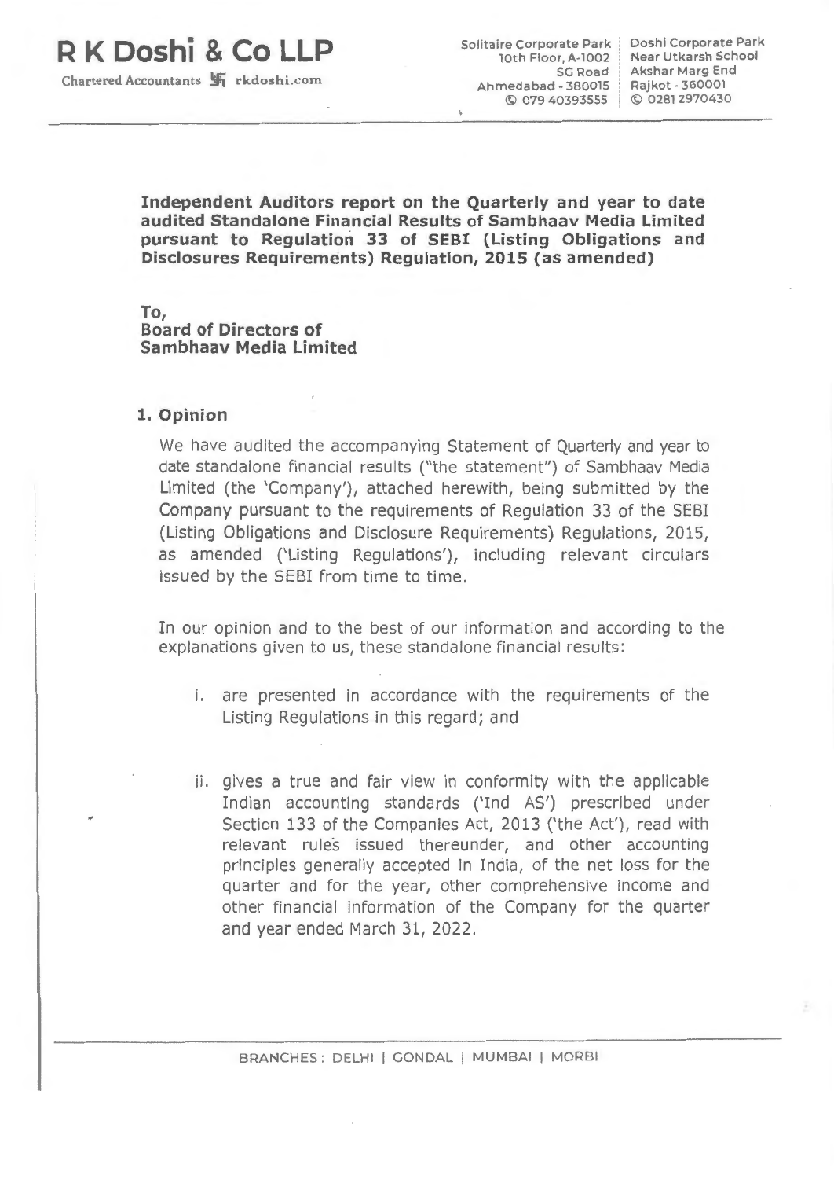**R K Doshi & Co LLP**

Chartered Accountants rkdoshi.com

Solitaire Corporate Park
10th Floor, A-1002
SG Road
Ahmedabad - 380015
© 079 40393555

Doshi Corporate Park
Near Utkarsh School
Akshar Marg End
Rajkot - 360001
© 0281 2970430

**Independent Auditors report on the Quarterly and year to date audited Standalone Financial Results of Sambhaav Media Limited pursuant to Regulation 33 of SEBI (Listing Obligations and Disclosures Requirements) Regulation, 2015 (as amended)**

**To,**
**Board of Directors of**
**Sambhaav Media Limited**

## 1. Opinion

We have audited the accompanying Statement of Quarterly and year to date standalone financial results ("the statement") of Sambhaav Media Limited (the 'Company'), attached herewith, being submitted by the Company pursuant to the requirements of Regulation 33 of the SEBI (Listing Obligations and Disclosure Requirements) Regulations, 2015, as amended ('Listing Regulations'), including relevant circulars issued by the SEBI from time to time.

In our opinion and to the best of our information and according to the explanations given to us, these standalone financial results:

i. are presented in accordance with the requirements of the Listing Regulations in this regard; and

ii. gives a true and fair view in conformity with the applicable Indian accounting standards ('Ind AS') prescribed under Section 133 of the Companies Act, 2013 ('the Act'), read with relevant rules issued thereunder, and other accounting principles generally accepted in India, of the net loss for the quarter and for the year, other comprehensive income and other financial information of the Company for the quarter and year ended March 31, 2022.

BRANCHES: DELHI | GONDAL | MUMBAI | MORBI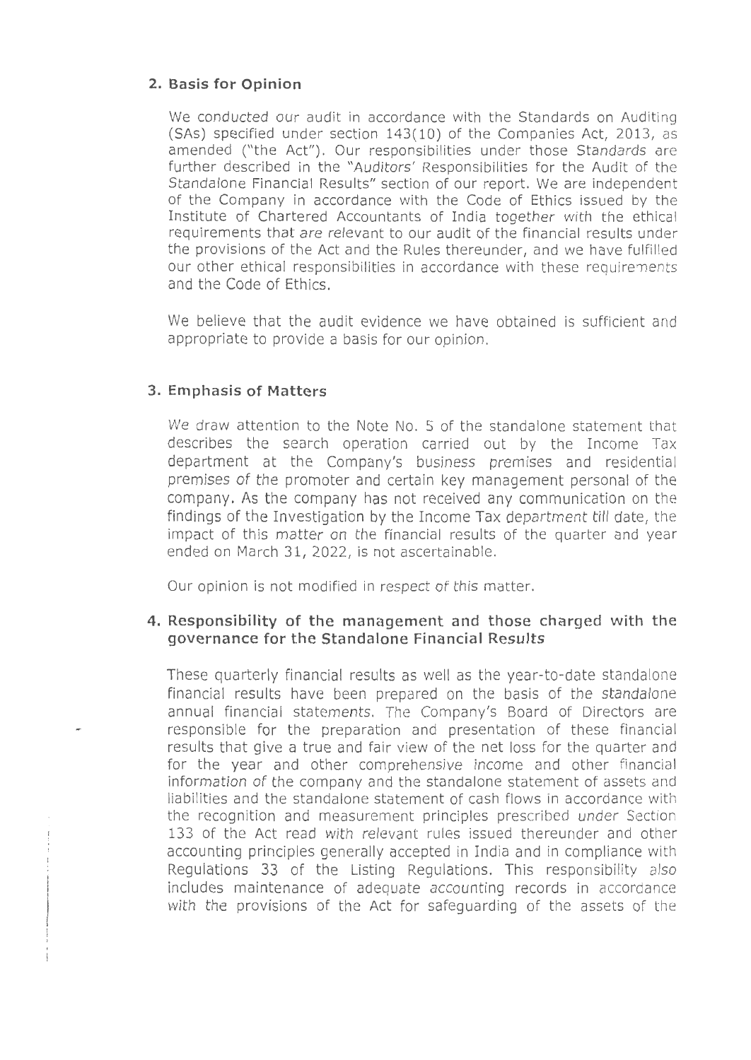## 2. Basis for Opinion

We conducted our audit in accordance with the Standards on Auditing (SAs) specified under section 143(10) of the Companies Act, 2013, as amended ("the Act"). Our responsibilities under those Standards are further described in the "Auditors' Responsibilities for the Audit of the Standalone Financial Results" section of our report. We are independent of the Company in accordance with the Code of Ethics issued by the Institute of Chartered Accountants of India together with the ethical requirements that are relevant to our audit of the financial results under the provisions of the Act and the Rules thereunder, and we have fulfilled our other ethical responsibilities in accordance with these requirements and the Code of Ethics.

We believe that the audit evidence we have obtained is sufficient and appropriate to provide a basis for our opinion.

## 3. Emphasis of Matters

We draw attention to the Note No. 5 of the standalone statement that describes the search operation carried out by the Income Tax department at the Company's business premises and residential premises of the promoter and certain key management personal of the company. As the company has not received any communication on the findings of the Investigation by the Income Tax department till date, the impact of this matter on the financial results of the quarter and year ended on March 31, 2022, is not ascertainable.

Our opinion is not modified in respect of this matter.

## 4. Responsibility of the management and those charged with the governance for the Standalone Financial Results

These quarterly financial results as well as the year-to-date standalone financial results have been prepared on the basis of the standalone annual financial statements. The Company's Board of Directors are responsible for the preparation and presentation of these financial results that give a true and fair view of the net loss for the quarter and for the year and other comprehensive income and other financial information of the company and the standalone statement of assets and liabilities and the standalone statement of cash flows in accordance with the recognition and measurement principles prescribed under Section 133 of the Act read with relevant rules issued thereunder and other accounting principles generally accepted in India and in compliance with Regulations 33 of the Listing Regulations. This responsibility also includes maintenance of adequate accounting records in accordance with the provisions of the Act for safeguarding of the assets of the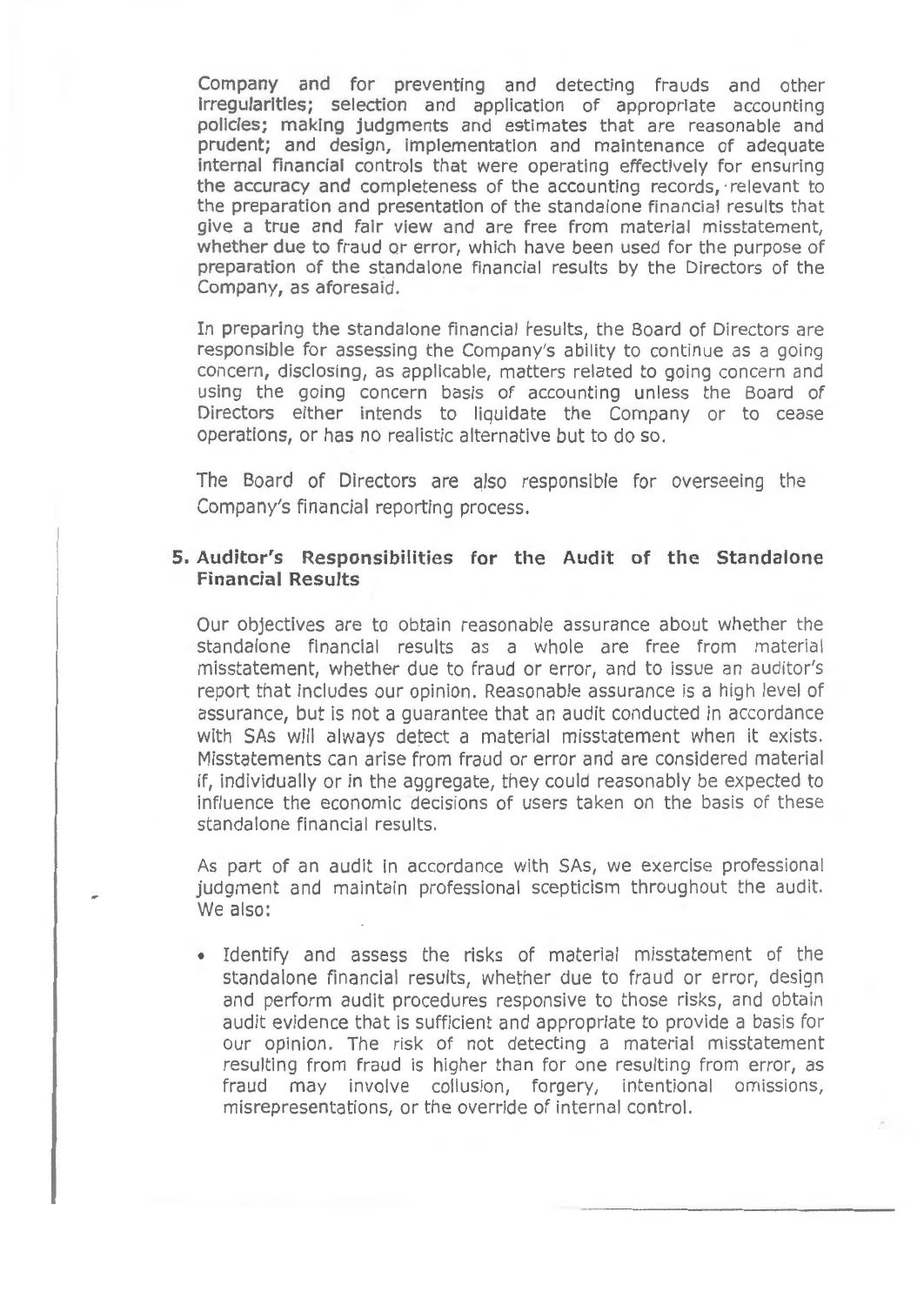Company and for preventing and detecting frauds and other irregularities; selection and application of appropriate accounting policies; making judgments and estimates that are reasonable and prudent; and design, implementation and maintenance of adequate internal financial controls that were operating effectively for ensuring the accuracy and completeness of the accounting records, relevant to the preparation and presentation of the standalone financial results that give a true and fair view and are free from material misstatement, whether due to fraud or error, which have been used for the purpose of preparation of the standalone financial results by the Directors of the Company, as aforesaid.

In preparing the standalone financial results, the Board of Directors are responsible for assessing the Company's ability to continue as a going concern, disclosing, as applicable, matters related to going concern and using the going concern basis of accounting unless the Board of Directors either intends to liquidate the Company or to cease operations, or has no realistic alternative but to do so.

The Board of Directors are also responsible for overseeing the Company's financial reporting process.

## 5. Auditor's Responsibilities for the Audit of the Standalone Financial Results

Our objectives are to obtain reasonable assurance about whether the standalone financial results as a whole are free from material misstatement, whether due to fraud or error, and to issue an auditor's report that includes our opinion. Reasonable assurance is a high level of assurance, but is not a guarantee that an audit conducted in accordance with SAs will always detect a material misstatement when it exists. Misstatements can arise from fraud or error and are considered material if, individually or in the aggregate, they could reasonably be expected to influence the economic decisions of users taken on the basis of these standalone financial results.

As part of an audit in accordance with SAs, we exercise professional judgment and maintain professional scepticism throughout the audit. We also:

- Identify and assess the risks of material misstatement of the standalone financial results, whether due to fraud or error, design and perform audit procedures responsive to those risks, and obtain audit evidence that is sufficient and appropriate to provide a basis for our opinion. The risk of not detecting a material misstatement resulting from fraud is higher than for one resulting from error, as fraud may involve collusion, forgery, intentional omissions, misrepresentations, or the override of internal control.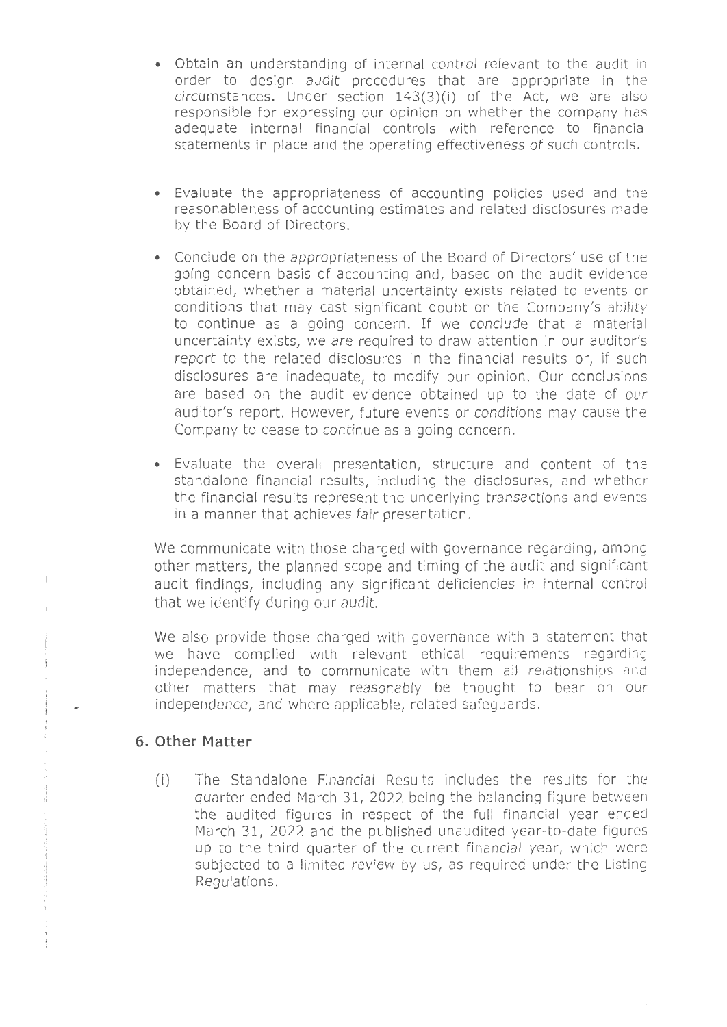- Obtain an understanding of internal control relevant to the audit in order to design audit procedures that are appropriate in the circumstances. Under section 143(3)(i) of the Act, we are also responsible for expressing our opinion on whether the company has adequate internal financial controls with reference to financial statements in place and the operating effectiveness of such controls.

- Evaluate the appropriateness of accounting policies used and the reasonableness of accounting estimates and related disclosures made by the Board of Directors.

- Conclude on the appropriateness of the Board of Directors' use of the going concern basis of accounting and, based on the audit evidence obtained, whether a material uncertainty exists related to events or conditions that may cast significant doubt on the Company's ability to continue as a going concern. If we conclude that a material uncertainty exists, we are required to draw attention in our auditor's report to the related disclosures in the financial results or, if such disclosures are inadequate, to modify our opinion. Our conclusions are based on the audit evidence obtained up to the date of our auditor's report. However, future events or conditions may cause the Company to cease to continue as a going concern.

- Evaluate the overall presentation, structure and content of the standalone financial results, including the disclosures, and whether the financial results represent the underlying transactions and events in a manner that achieves fair presentation.

We communicate with those charged with governance regarding, among other matters, the planned scope and timing of the audit and significant audit findings, including any significant deficiencies in internal control that we identify during our audit.

We also provide those charged with governance with a statement that we have complied with relevant ethical requirements regarding independence, and to communicate with them all relationships and other matters that may reasonably be thought to bear on our independence, and where applicable, related safeguards.

## 6. Other Matter

(i) The Standalone Financial Results includes the results for the quarter ended March 31, 2022 being the balancing figure between the audited figures in respect of the full financial year ended March 31, 2022 and the published unaudited year-to-date figures up to the third quarter of the current financial year, which were subjected to a limited review by us, as required under the Listing Regulations.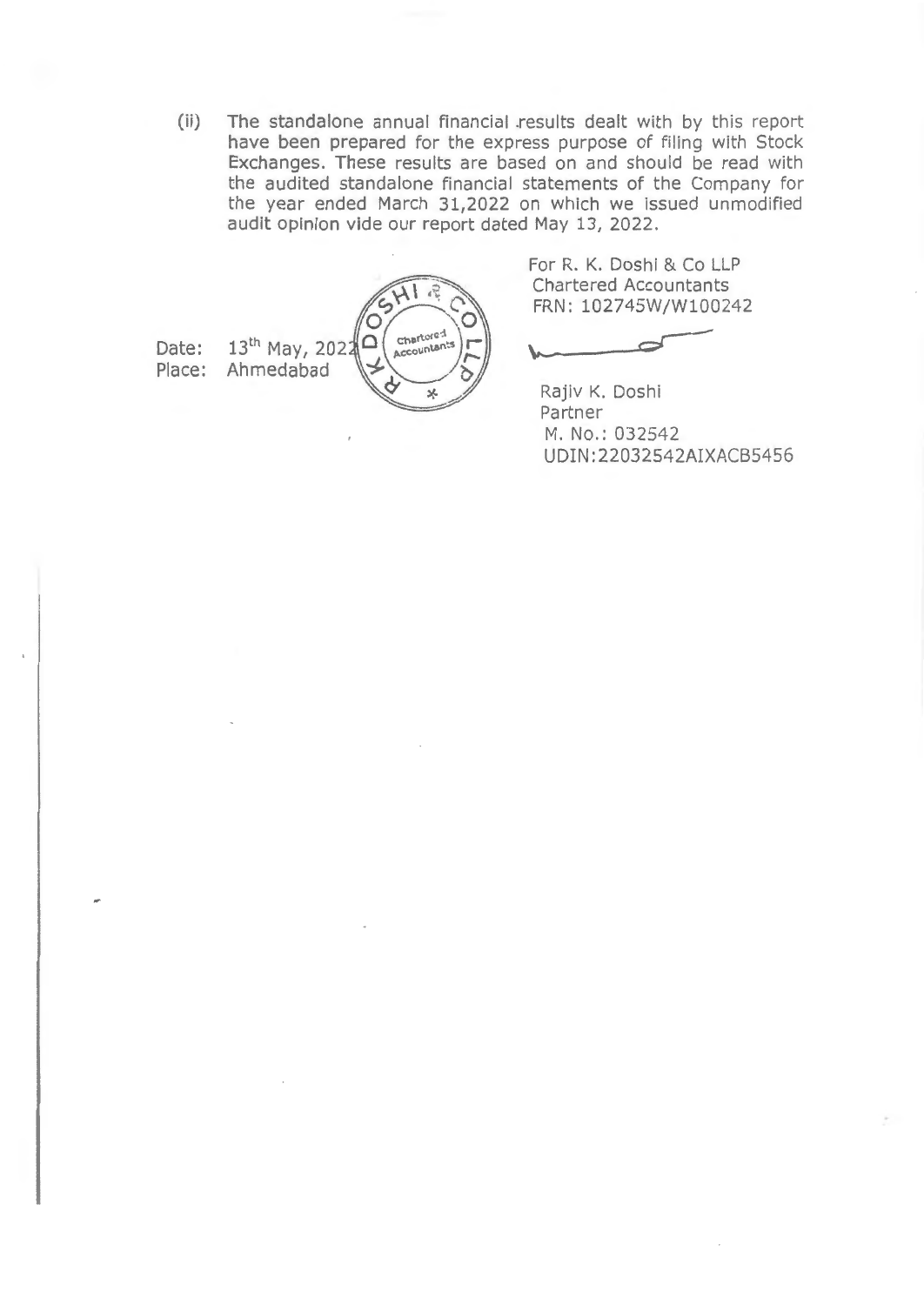(ii) The standalone annual financial results dealt with by this report have been prepared for the express purpose of filing with Stock Exchanges. These results are based on and should be read with the audited standalone financial statements of the Company for the year ended March 31,2022 on which we issued unmodified audit opinion vide our report dated May 13, 2022.

For R. K. Doshi & Co LLP
Chartered Accountants
FRN: 102745W/W100242

Date: 13th May, 2022
Place: Ahmedabad

Rajiv K. Doshi
Partner
M. No.: 032542
UDIN:22032542AIXACB5456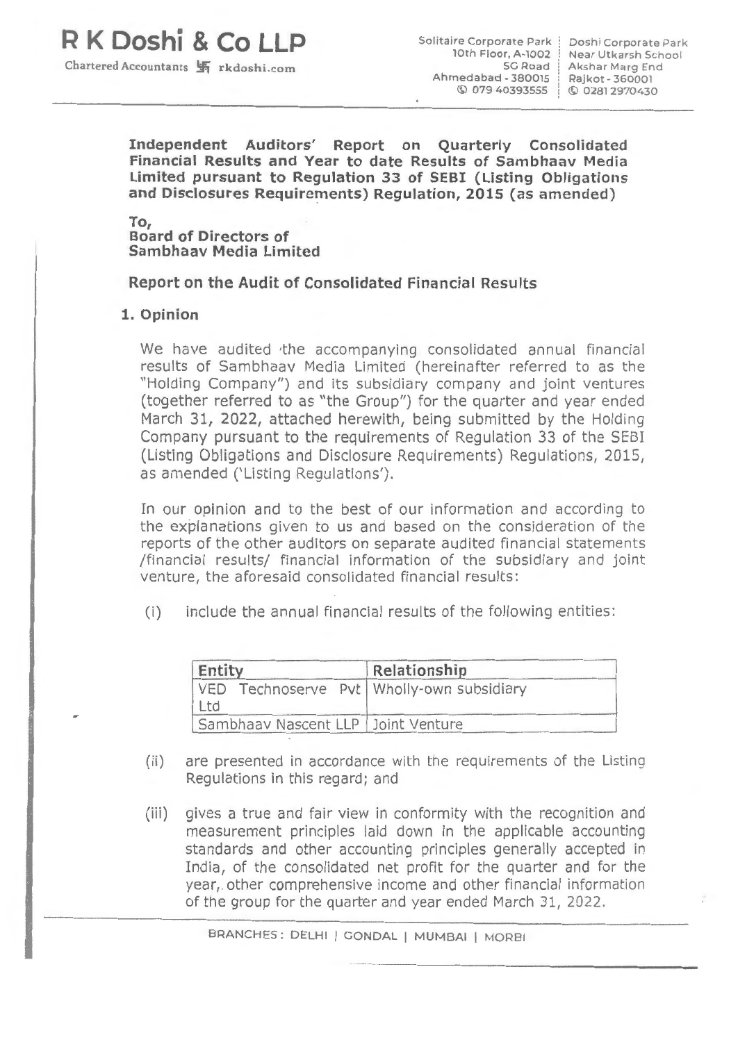# R K Doshi & Co LLP

Chartered Accountants rkdoshi.com

Solitaire Corporate Park
10th Floor, A-1002
SG Road
Ahmedabad - 380015
079 40393555

Doshi Corporate Park
Near Utkarsh School
Akshar Marg End
Rajkot - 360001
0281 2970430

**Independent Auditors' Report on Quarterly Consolidated Financial Results and Year to date Results of Sambhaav Media Limited pursuant to Regulation 33 of SEBI (Listing Obligations and Disclosures Requirements) Regulation, 2015 (as amended)**

**To,**
**Board of Directors of**
**Sambhaav Media Limited**

## Report on the Audit of Consolidated Financial Results

### 1. Opinion

We have audited the accompanying consolidated annual financial results of Sambhaav Media Limited (hereinafter referred to as the "Holding Company") and its subsidiary company and joint ventures (together referred to as "the Group") for the quarter and year ended March 31, 2022, attached herewith, being submitted by the Holding Company pursuant to the requirements of Regulation 33 of the SEBI (Listing Obligations and Disclosure Requirements) Regulations, 2015, as amended ('Listing Regulations').

In our opinion and to the best of our information and according to the explanations given to us and based on the consideration of the reports of the other auditors on separate audited financial statements /financial results/ financial information of the subsidiary and joint venture, the aforesaid consolidated financial results:

(i) include the annual financial results of the following entities:

| Entity | Relationship |
|---|---|
| VED Technoserve Pvt Ltd | Wholly-own subsidiary |
| Sambhaav Nascent LLP | Joint Venture |

(ii) are presented in accordance with the requirements of the Listing Regulations in this regard; and

(iii) gives a true and fair view in conformity with the recognition and measurement principles laid down in the applicable accounting standards and other accounting principles generally accepted in India, of the consolidated net profit for the quarter and for the year, other comprehensive income and other financial information of the group for the quarter and year ended March 31, 2022.

BRANCHES : DELHI | GONDAL | MUMBAI | MORBI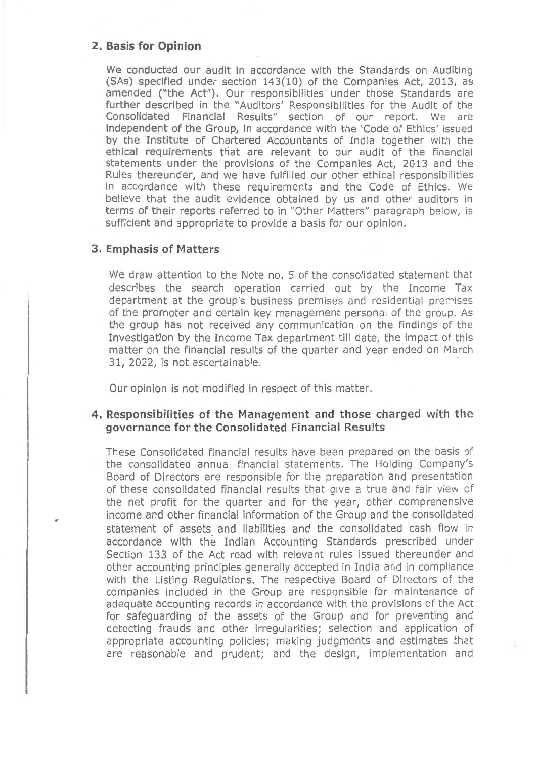## 2. Basis for Opinion

We conducted our audit in accordance with the Standards on Auditing (SAs) specified under section 143(10) of the Companies Act, 2013, as amended ("the Act"). Our responsibilities under those Standards are further described in the "Auditors' Responsibilities for the Audit of the Consolidated Financial Results" section of our report. We are independent of the Group, in accordance with the 'Code of Ethics' issued by the Institute of Chartered Accountants of India together with the ethical requirements that are relevant to our audit of the financial statements under the provisions of the Companies Act, 2013 and the Rules thereunder, and we have fulfilled our other ethical responsibilities in accordance with these requirements and the Code of Ethics. We believe that the audit evidence obtained by us and other auditors in terms of their reports referred to in "Other Matters" paragraph below, is sufficient and appropriate to provide a basis for our opinion.

## 3. Emphasis of Matters

We draw attention to the Note no. 5 of the consolidated statement that describes the search operation carried out by the Income Tax department at the group's business premises and residential premises of the promoter and certain key management personal of the group. As the group has not received any communication on the findings of the Investigation by the Income Tax department till date, the impact of this matter on the financial results of the quarter and year ended on March 31, 2022, is not ascertainable.

Our opinion is not modified in respect of this matter.

## 4. Responsibilities of the Management and those charged with the governance for the Consolidated Financial Results

These Consolidated financial results have been prepared on the basis of the consolidated annual financial statements. The Holding Company's Board of Directors are responsible for the preparation and presentation of these consolidated financial results that give a true and fair view of the net profit for the quarter and for the year, other comprehensive income and other financial information of the Group and the consolidated statement of assets and liabilities and the consolidated cash flow in accordance with the Indian Accounting Standards prescribed under Section 133 of the Act read with relevant rules issued thereunder and other accounting principles generally accepted in India and in compliance with the Listing Regulations. The respective Board of Directors of the companies included in the Group are responsible for maintenance of adequate accounting records in accordance with the provisions of the Act for safeguarding of the assets of the Group and for preventing and detecting frauds and other irregularities; selection and application of appropriate accounting policies; making judgments and estimates that are reasonable and prudent; and the design, implementation and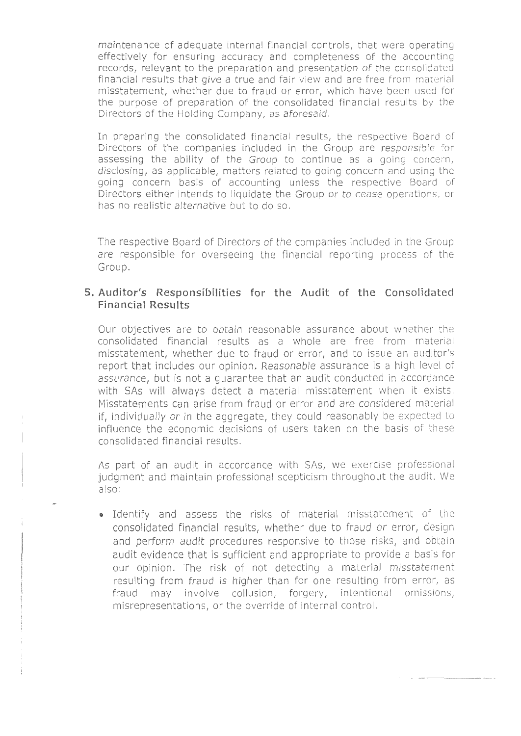maintenance of adequate internal financial controls, that were operating effectively for ensuring accuracy and completeness of the accounting records, relevant to the preparation and presentation of the consolidated financial results that give a true and fair view and are free from material misstatement, whether due to fraud or error, which have been used for the purpose of preparation of the consolidated financial results by the Directors of the Holding Company, as aforesaid.

In preparing the consolidated financial results, the respective Board of Directors of the companies included in the Group are responsible for assessing the ability of the Group to continue as a going concern, disclosing, as applicable, matters related to going concern and using the going concern basis of accounting unless the respective Board of Directors either intends to liquidate the Group or to cease operations, or has no realistic alternative but to do so.

The respective Board of Directors of the companies included in the Group are responsible for overseeing the financial reporting process of the Group.

## 5. Auditor's Responsibilities for the Audit of the Consolidated Financial Results

Our objectives are to obtain reasonable assurance about whether the consolidated financial results as a whole are free from material misstatement, whether due to fraud or error, and to issue an auditor's report that includes our opinion. Reasonable assurance is a high level of assurance, but is not a guarantee that an audit conducted in accordance with SAs will always detect a material misstatement when it exists. Misstatements can arise from fraud or error and are considered material if, individually or in the aggregate, they could reasonably be expected to influence the economic decisions of users taken on the basis of these consolidated financial results.

As part of an audit in accordance with SAs, we exercise professional judgment and maintain professional scepticism throughout the audit. We also:

- Identify and assess the risks of material misstatement of the consolidated financial results, whether due to fraud or error, design and perform audit procedures responsive to those risks, and obtain audit evidence that is sufficient and appropriate to provide a basis for our opinion. The risk of not detecting a material misstatement resulting from fraud is higher than for one resulting from error, as fraud may involve collusion, forgery, intentional omissions, misrepresentations, or the override of internal control.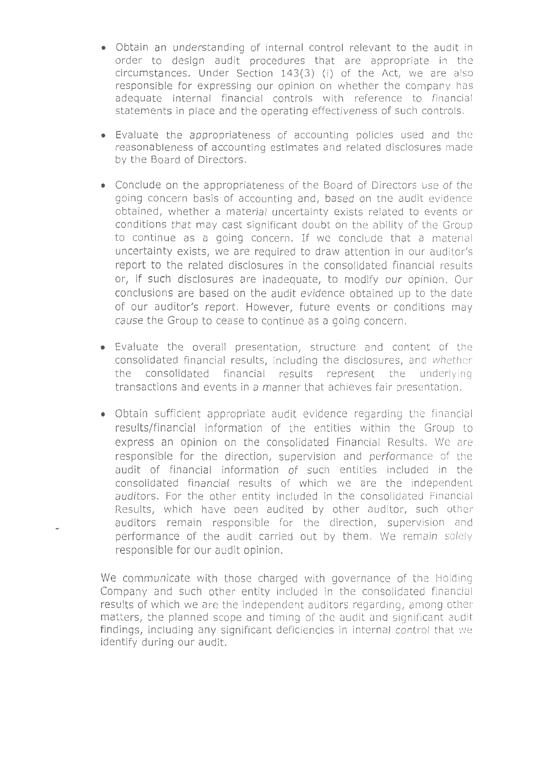- Obtain an understanding of internal control relevant to the audit in order to design audit procedures that are appropriate in the circumstances. Under Section 143(3) (i) of the Act, we are also responsible for expressing our opinion on whether the company has adequate internal financial controls with reference to financial statements in place and the operating effectiveness of such controls.

- Evaluate the appropriateness of accounting policies used and the reasonableness of accounting estimates and related disclosures made by the Board of Directors.

- Conclude on the appropriateness of the Board of Directors use of the going concern basis of accounting and, based on the audit evidence obtained, whether a material uncertainty exists related to events or conditions that may cast significant doubt on the ability of the Group to continue as a going concern. If we conclude that a material uncertainty exists, we are required to draw attention in our auditor's report to the related disclosures in the consolidated financial results or, if such disclosures are inadequate, to modify our opinion. Our conclusions are based on the audit evidence obtained up to the date of our auditor's report. However, future events or conditions may cause the Group to cease to continue as a going concern.

- Evaluate the overall presentation, structure and content of the consolidated financial results, including the disclosures, and whether the consolidated financial results represent the underlying transactions and events in a manner that achieves fair presentation.

- Obtain sufficient appropriate audit evidence regarding the financial results/financial information of the entities within the Group to express an opinion on the consolidated Financial Results. We are responsible for the direction, supervision and performance of the audit of financial information of such entities included in the consolidated financial results of which we are the independent auditors. For the other entity included in the consolidated Financial Results, which have been audited by other auditor, such other auditors remain responsible for the direction, supervision and performance of the audit carried out by them. We remain solely responsible for our audit opinion.

We communicate with those charged with governance of the Holding Company and such other entity included in the consolidated financial results of which we are the independent auditors regarding, among other matters, the planned scope and timing of the audit and significant audit findings, including any significant deficiencies in internal control that we identify during our audit.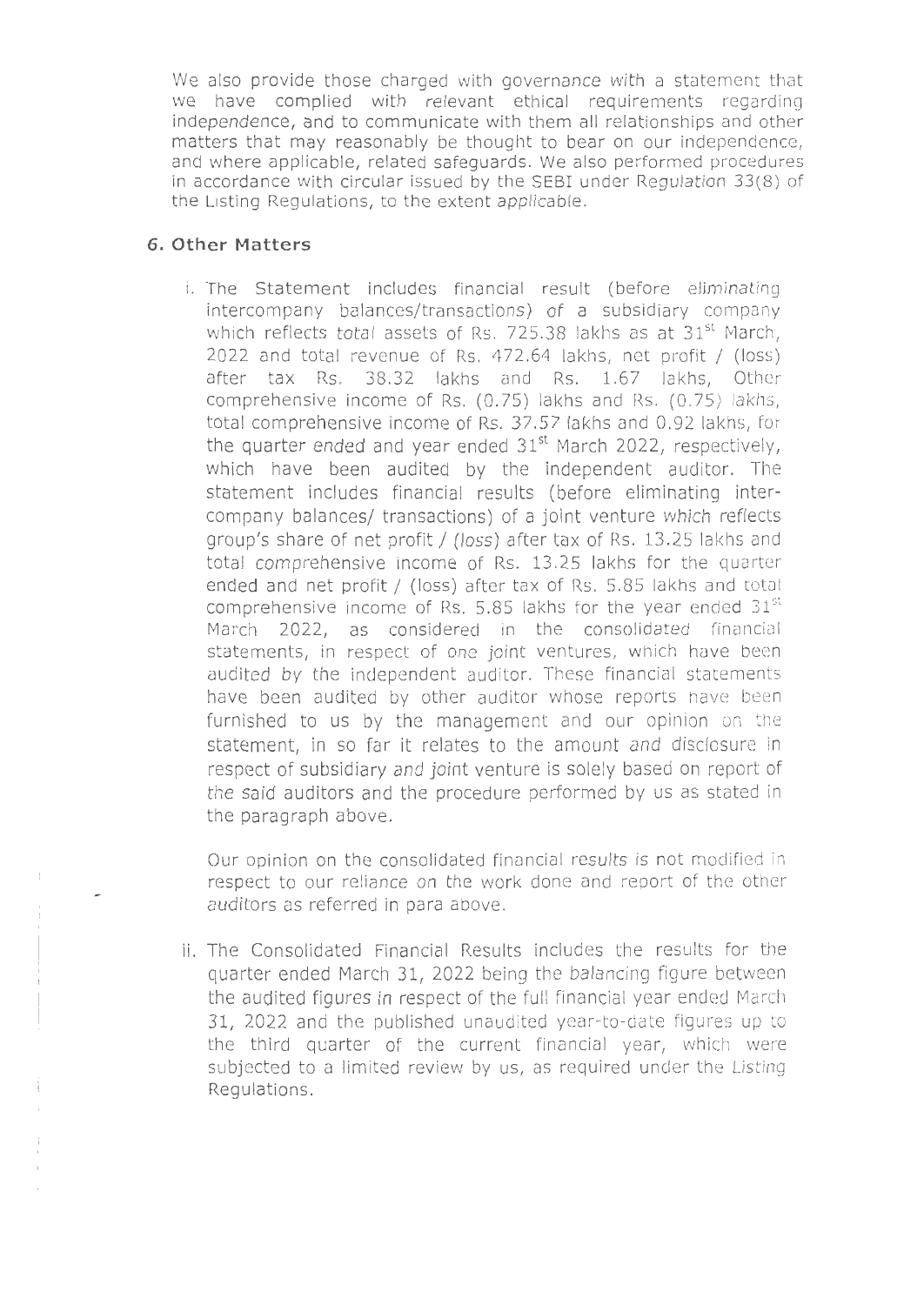We also provide those charged with governance with a statement that we have complied with relevant ethical requirements regarding independence, and to communicate with them all relationships and other matters that may reasonably be thought to bear on our independence, and where applicable, related safeguards. We also performed procedures in accordance with circular issued by the SEBI under Regulation 33(8) of the Listing Regulations, to the extent applicable.

## 6. Other Matters

i. The Statement includes financial result (before eliminating intercompany balances/transactions) of a subsidiary company which reflects total assets of Rs. 725.38 lakhs as at 31st March, 2022 and total revenue of Rs. 472.64 lakhs, net profit / (loss) after tax Rs. 38.32 lakhs and Rs. 1.67 lakhs, Other comprehensive income of Rs. (0.75) lakhs and Rs. (0.75) lakhs, total comprehensive income of Rs. 37.57 lakhs and 0.92 lakhs, for the quarter ended and year ended 31st March 2022, respectively, which have been audited by the independent auditor. The statement includes financial results (before eliminating inter-company balances/ transactions) of a joint venture which reflects group's share of net profit / (loss) after tax of Rs. 13.25 lakhs and total comprehensive income of Rs. 13.25 lakhs for the quarter ended and net profit / (loss) after tax of Rs. 5.85 lakhs and total comprehensive income of Rs. 5.85 lakhs for the year ended 31st March 2022, as considered in the consolidated financial statements, in respect of one joint ventures, which have been audited by the independent auditor. These financial statements have been audited by other auditor whose reports have been furnished to us by the management and our opinion on the statement, in so far it relates to the amount and disclosure in respect of subsidiary and joint venture is solely based on report of the said auditors and the procedure performed by us as stated in the paragraph above.

   Our opinion on the consolidated financial results is not modified in respect to our reliance on the work done and report of the other auditors as referred in para above.

ii. The Consolidated Financial Results includes the results for the quarter ended March 31, 2022 being the balancing figure between the audited figures in respect of the full financial year ended March 31, 2022 and the published unaudited year-to-date figures up to the third quarter of the current financial year, which were subjected to a limited review by us, as required under the Listing Regulations.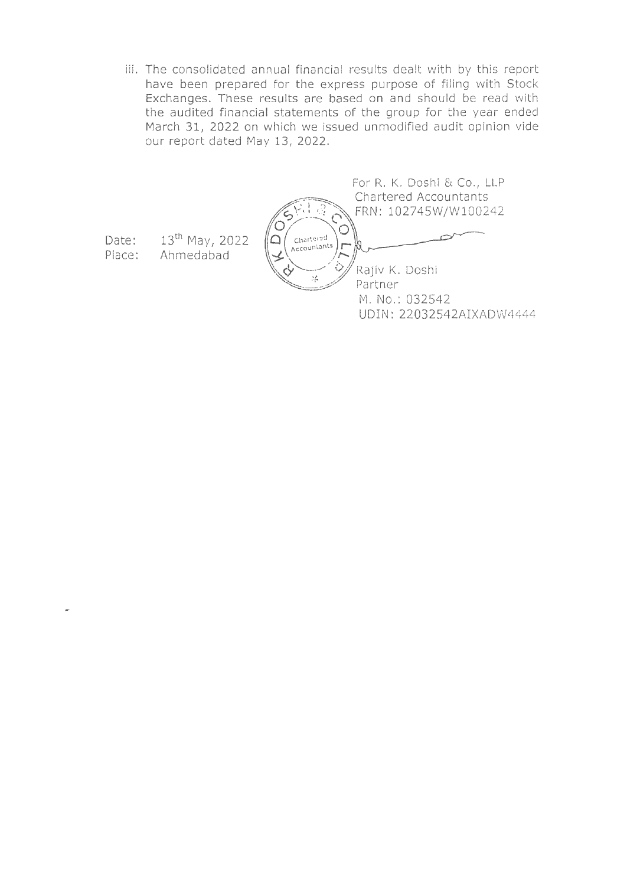iii. The consolidated annual financial results dealt with by this report have been prepared for the express purpose of filing with Stock Exchanges. These results are based on and should be read with the audited financial statements of the group for the year ended March 31, 2022 on which we issued unmodified audit opinion vide our report dated May 13, 2022.

For R. K. Doshi & Co., LLP
Chartered Accountants
FRN: 102745W/W100242

Date: 13th May, 2022
Place: Ahmedabad

Rajiv K. Doshi
Partner
M. No.: 032542
UDIN: 22032542AIXADW4444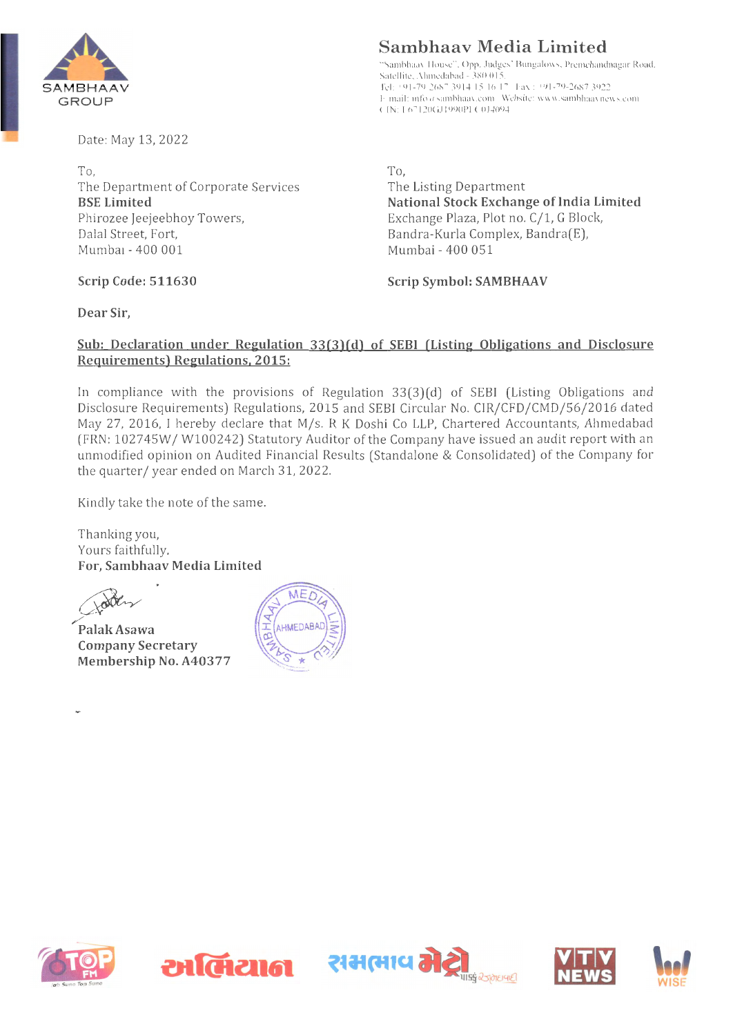SAMBHAAV GROUP

# Sambhaav Media Limited

"Sambhaav House", Opp. Judges' Bungalows, Premchandnagar Road, Satellite, Ahmedabad - 380 015.
Tel: +91-79-2687 3914 15 16 17 Fax: +91-79-2687 3922
E-mail: info@sambhaav.com Website: www.sambhaavnews.com
CIN: L67120GJ1990PLC014094

Date: May 13, 2022

To,
The Department of Corporate Services
**BSE Limited**
Phirozee Jeejeebhoy Towers,
Dalal Street, Fort,
Mumbai - 400 001

**Scrip Code: 511630**

To,
The Listing Department
**National Stock Exchange of India Limited**
Exchange Plaza, Plot no. C/1, G Block,
Bandra-Kurla Complex, Bandra(E),
Mumbai - 400 051

**Scrip Symbol: SAMBHAAV**

**Dear Sir,**

**Sub: Declaration under Regulation 33(3)(d) of SEBI (Listing Obligations and Disclosure Requirements) Regulations, 2015:**

In compliance with the provisions of Regulation 33(3)(d) of SEBI (Listing Obligations and Disclosure Requirements) Regulations, 2015 and SEBI Circular No. CIR/CFD/CMD/56/2016 dated May 27, 2016, I hereby declare that M/s. R K Doshi Co LLP, Chartered Accountants, Ahmedabad (FRN: 102745W/ W100242) Statutory Auditor of the Company have issued an audit report with an unmodified opinion on Audited Financial Results (Standalone & Consolidated) of the Company for the quarter/ year ended on March 31, 2022.

Kindly take the note of the same.

Thanking you,
Yours faithfully,
**For, Sambhaav Media Limited**

**Palak Asawa**
**Company Secretary**
**Membership No. A40377**